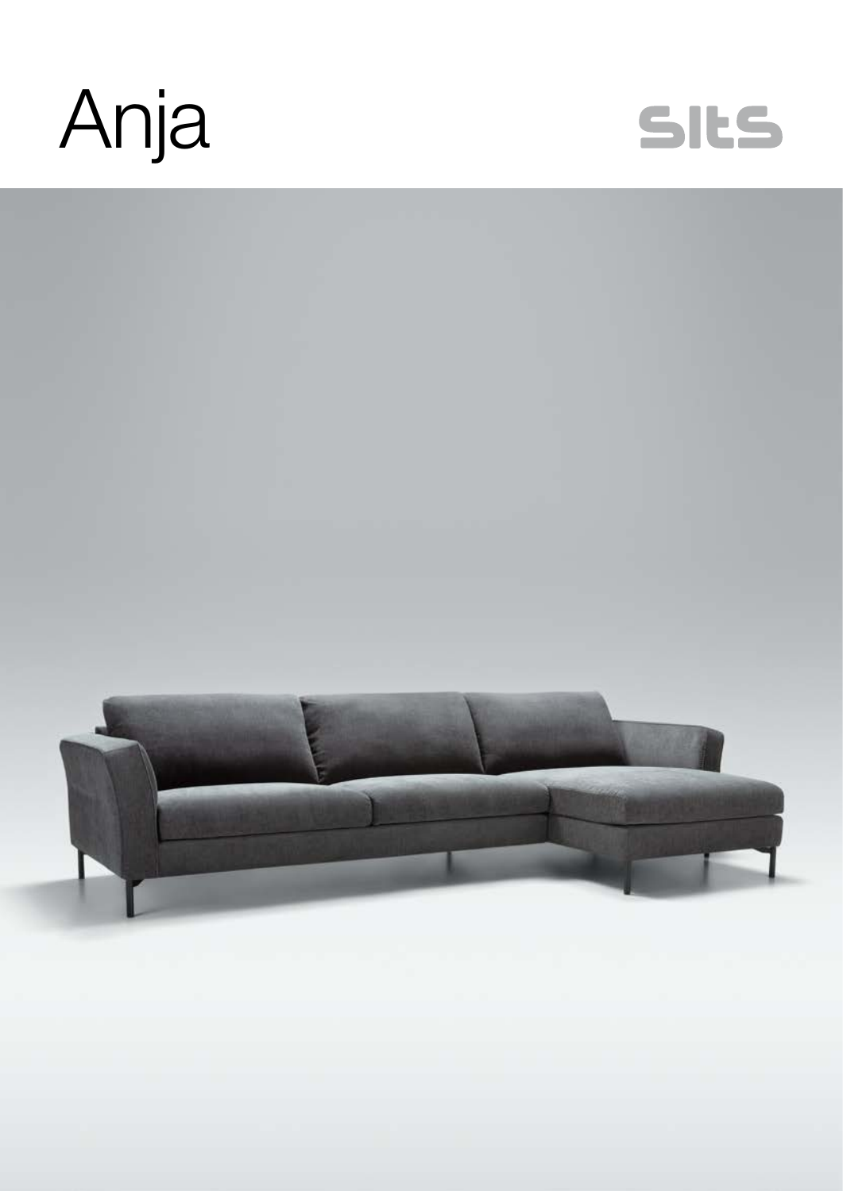# Anja

sits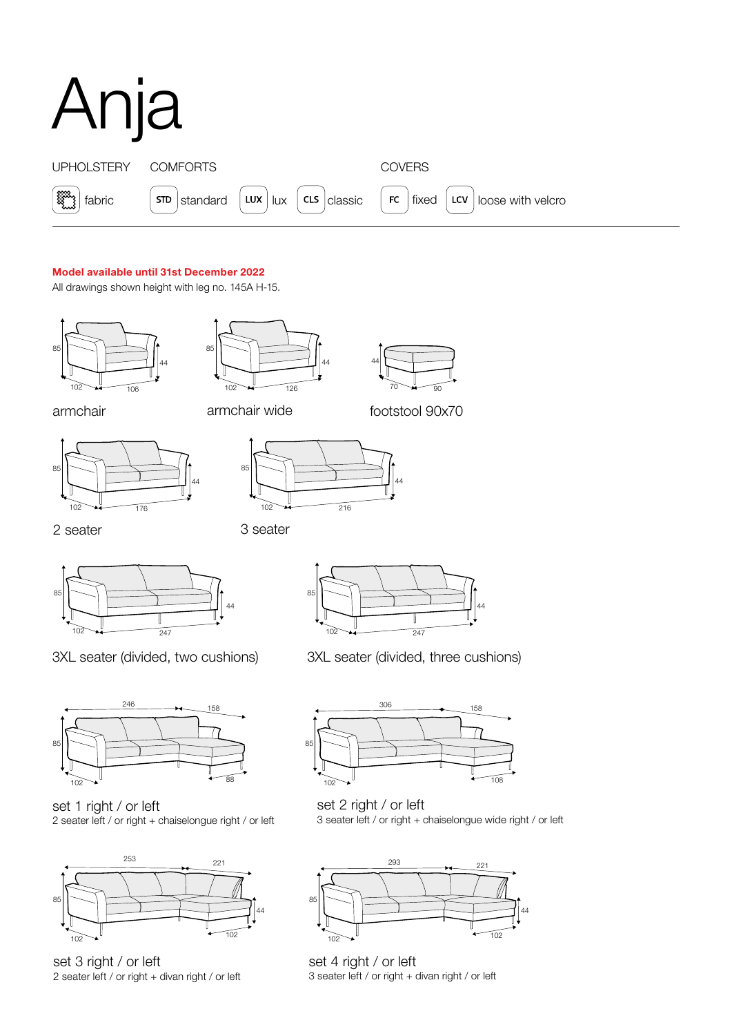# Anja

UPHOLSTERY | COMFORTS | COVERS

fabric | STD standard | LUX lux | CLS classic | FC fixed | LCV loose with velcro

**Model available until 31st December 2022**

All drawings shown height with leg no. 145A H-15.

85 | 44 | 102 | 106

armchair

85 | 44 | 102 | 126

armchair wide

44 | 70 | 90

footstool 90x70

85 | 44 | 102 | 176

2 seater

85 | 44 | 102 | 216

3 seater

85 | 44 | 102 | 247

3XL seater (divided, two cushions)

85 | 44 | 102 | 247

3XL seater (divided, three cushions)

246 | 158 | 85 | 102 | 88

set 1 right / or left

2 seater left / or right + chaiselongue right / or left

306 | 158 | 85 | 102 | 108

set 2 right / or left

3 seater left / or right + chaiselongue wide right / or left

253 | 221 | 85 | 44 | 102 | 102

set 3 right / or left

2 seater left / or right + divan right / or left

293 | 221 | 85 | 44 | 102 | 102

set 4 right / or left

3 seater left / or right + divan right / or left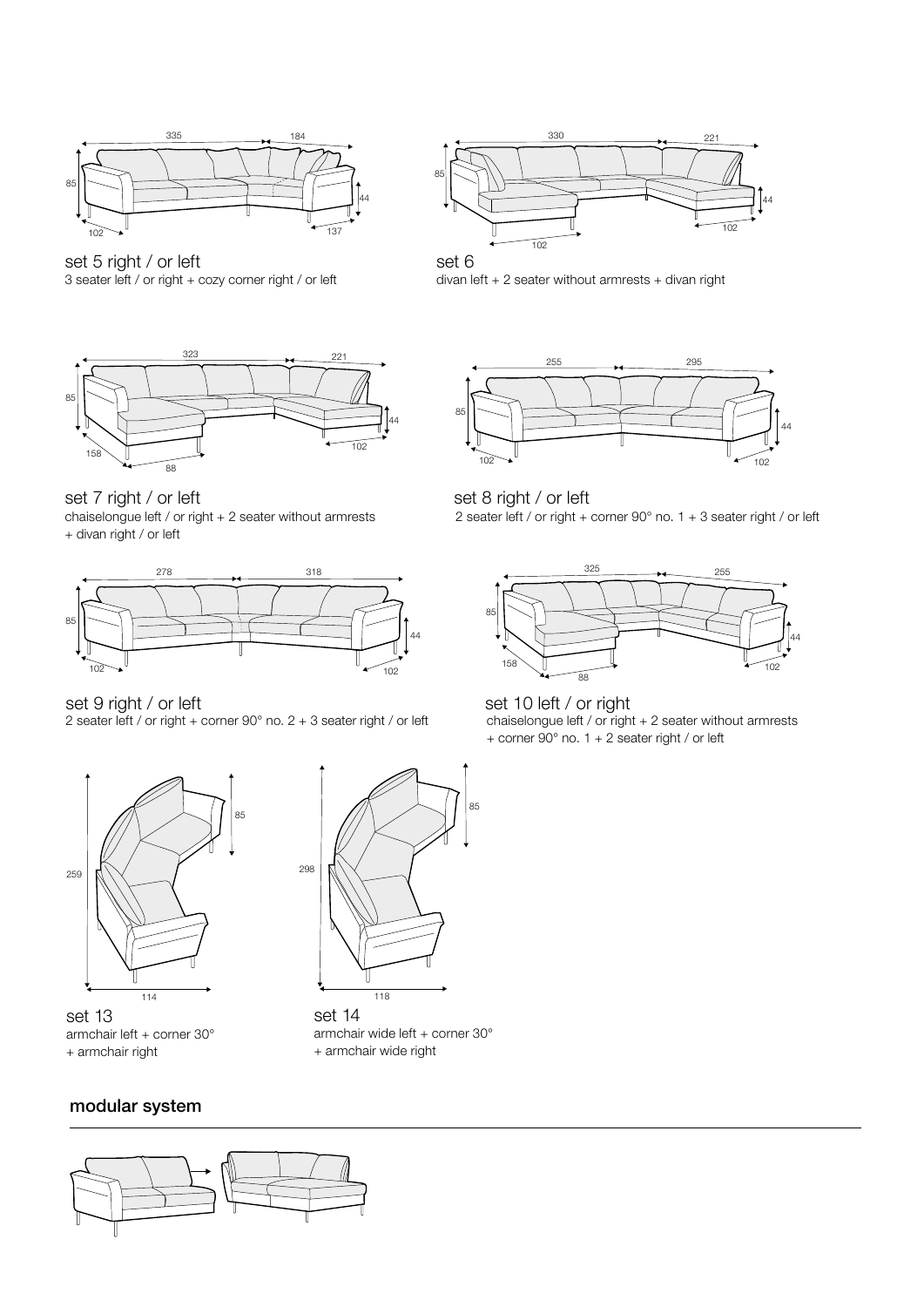set 5 right / or left
3 seater left / or right + cozy corner right / or left

set 6
divan left + 2 seater without armrests + divan right

set 7 right / or left
chaiselongue left / or right + 2 seater without armrests + divan right / or left

set 8 right / or left
2 seater left / or right + corner 90° no. 1 + 3 seater right / or left

set 9 right / or left
2 seater left / or right + corner 90° no. 2 + 3 seater right / or left

set 10 left / or right
chaiselongue left / or right + 2 seater without armrests + corner 90° no. 1 + 2 seater right / or left

set 13
armchair left + corner 30° + armchair right

set 14
armchair wide left + corner 30° + armchair wide right

## modular system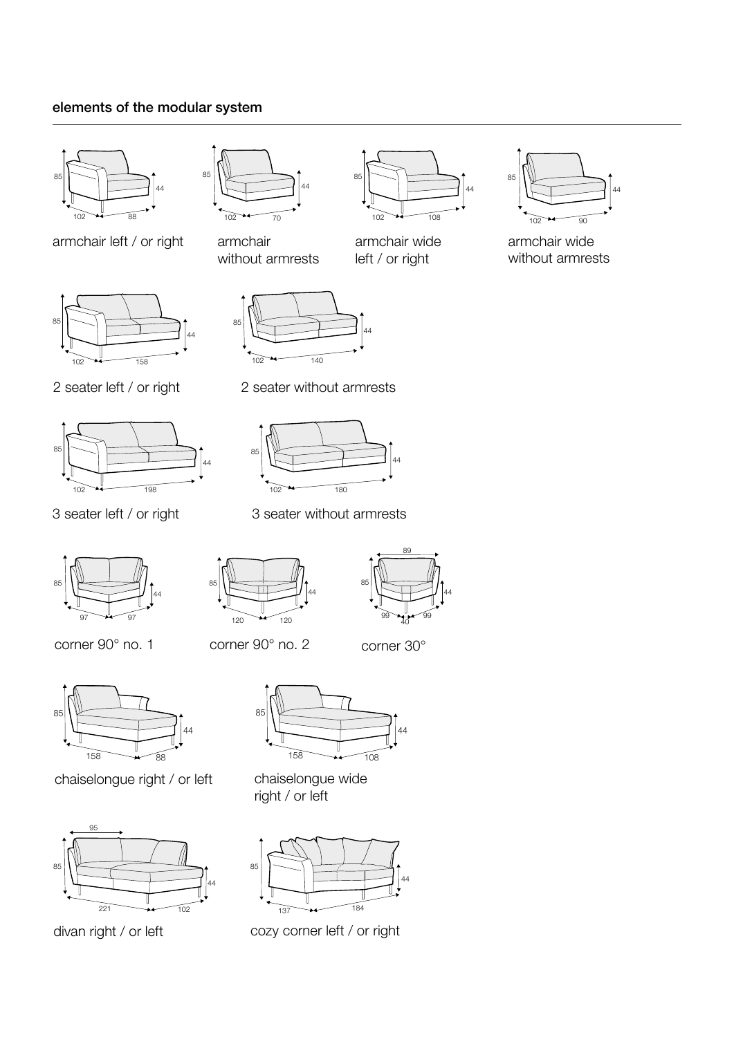## elements of the modular system

85 | 44 | 102 | 88

armchair left / or right

85 | 44 | 102 | 70

armchair without armrests

85 | 44 | 102 | 108

armchair wide left / or right

85 | 44 | 102 | 90

armchair wide without armrests

85 | 44 | 102 | 158

2 seater left / or right

85 | 44 | 102 | 140

2 seater without armrests

85 | 44 | 102 | 198

3 seater left / or right

85 | 44 | 102 | 180

3 seater without armrests

85 | 44 | 97 | 97

corner 90° no. 1

85 | 44 | 120 | 120

corner 90° no. 2

89 | 85 | 44 | 99 | 40 | 99

corner 30°

85 | 44 | 158 | 88

chaiselongue right / or left

85 | 44 | 158 | 108

chaiselongue wide right / or left

95 | 85 | 44 | 221 | 102

divan right / or left

85 | 44 | 137 | 184

cozy corner left / or right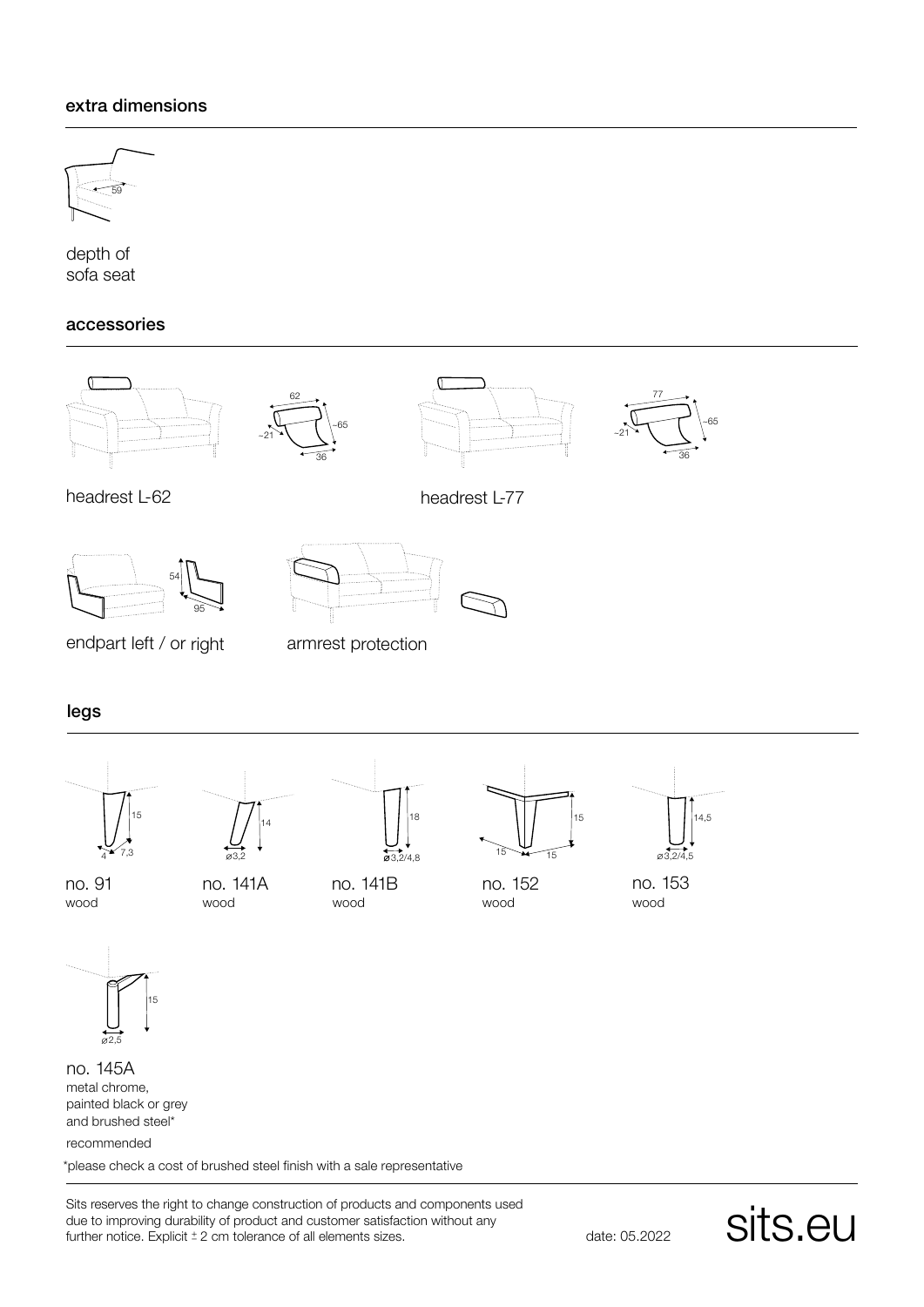## extra dimensions

59

depth of
sofa seat

## accessories

62
~21
~65
36

headrest L-62

77
~21
~65
36

headrest L-77

54
95

endpart left / or right

armrest protection

## legs

15
4
7,3

no. 91
wood

14
ø3,2

no. 141A
wood

18
ø3,2/4,8

no. 141B
wood

15
15
15

no. 152
wood

14,5
ø3,2/4,5

no. 153
wood

15
ø2,5

no. 145A
metal chrome,
painted black or grey
and brushed steel*

recommended

*please check a cost of brushed steel finish with a sale representative

Sits reserves the right to change construction of products and components used due to improving durability of product and customer satisfaction without any further notice. Explicit ± 2 cm tolerance of all elements sizes.

date: 05.2022

sits.eu